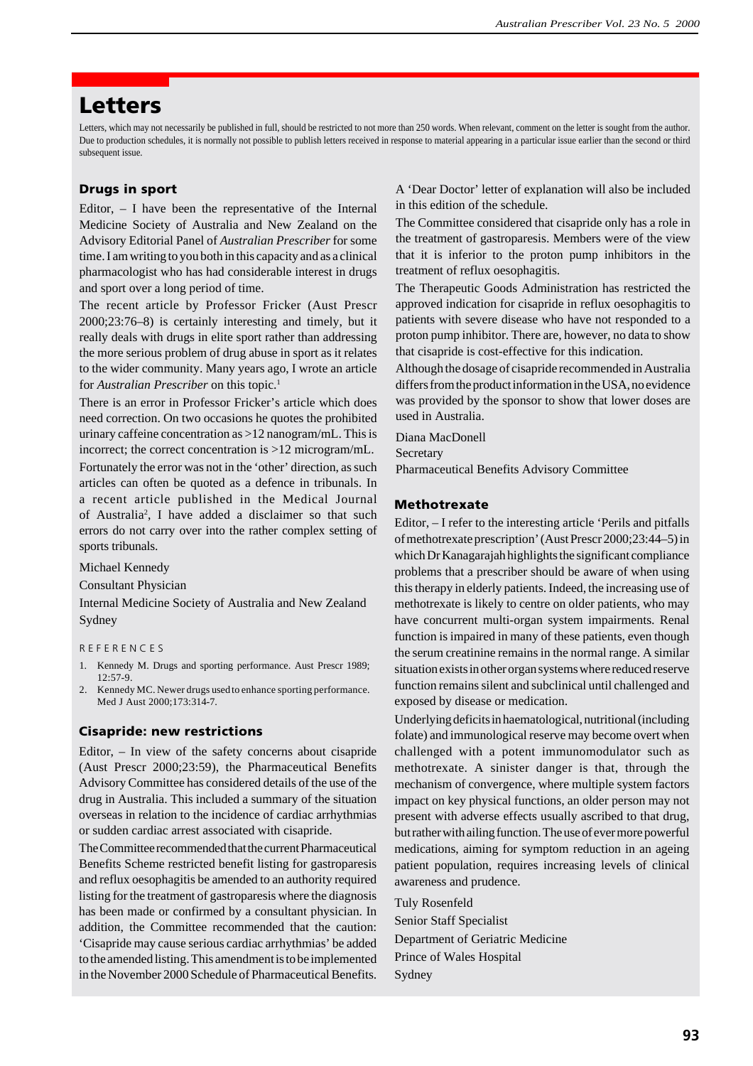# Letters

Letters, which may not necessarily be published in full, should be restricted to not more than 250 words. When relevant, comment on the letter is sought from the author. Due to production schedules, it is normally not possible to publish letters received in response to material appearing in a particular issue earlier than the second or third subsequent issue.

## Drugs in sport

Editor, – I have been the representative of the Internal Medicine Society of Australia and New Zealand on the Advisory Editorial Panel of *Australian Prescriber* for some time. I am writing to you both in this capacity and as a clinical pharmacologist who has had considerable interest in drugs and sport over a long period of time.

The recent article by Professor Fricker (Aust Prescr 2000;23:76–8) is certainly interesting and timely, but it really deals with drugs in elite sport rather than addressing the more serious problem of drug abuse in sport as it relates to the wider community. Many years ago, I wrote an article for *Australian Prescriber* on this topic.[1]

There is an error in Professor Fricker's article which does need correction. On two occasions he quotes the prohibited urinary caffeine concentration as >12 nanogram/mL. This is incorrect; the correct concentration is >12 microgram/mL.

Fortunately the error was not in the 'other' direction, as such articles can often be quoted as a defence in tribunals. In a recent article published in the Medical Journal of Australia[2], I have added a disclaimer so that such errors do not carry over into the rather complex setting of sports tribunals.

Michael Kennedy

Consultant Physician

Internal Medicine Society of Australia and New Zealand

Sydney

REFERENCES

1. Kennedy M. Drugs and sporting performance. Aust Prescr 1989; 12:57-9.
2. Kennedy MC. Newer drugs used to enhance sporting performance. Med J Aust 2000;173:314-7.

## Cisapride: new restrictions

Editor, – In view of the safety concerns about cisapride (Aust Prescr 2000;23:59), the Pharmaceutical Benefits Advisory Committee has considered details of the use of the drug in Australia. This included a summary of the situation overseas in relation to the incidence of cardiac arrhythmias or sudden cardiac arrest associated with cisapride.

The Committee recommended that the current Pharmaceutical Benefits Scheme restricted benefit listing for gastroparesis and reflux oesophagitis be amended to an authority required listing for the treatment of gastroparesis where the diagnosis has been made or confirmed by a consultant physician. In addition, the Committee recommended that the caution: 'Cisapride may cause serious cardiac arrhythmias' be added to the amended listing. This amendment is to be implemented in the November 2000 Schedule of Pharmaceutical Benefits. A 'Dear Doctor' letter of explanation will also be included in this edition of the schedule.

The Committee considered that cisapride only has a role in the treatment of gastroparesis. Members were of the view that it is inferior to the proton pump inhibitors in the treatment of reflux oesophagitis.

The Therapeutic Goods Administration has restricted the approved indication for cisapride in reflux oesophagitis to patients with severe disease who have not responded to a proton pump inhibitor. There are, however, no data to show that cisapride is cost-effective for this indication.

Although the dosage of cisapride recommended in Australia differs from the product information in the USA, no evidence was provided by the sponsor to show that lower doses are used in Australia.

Diana MacDonell

Secretary

Pharmaceutical Benefits Advisory Committee

## Methotrexate

Editor, – I refer to the interesting article 'Perils and pitfalls of methotrexate prescription' (Aust Prescr 2000;23:44–5) in which Dr Kanagarajah highlights the significant compliance problems that a prescriber should be aware of when using this therapy in elderly patients. Indeed, the increasing use of methotrexate is likely to centre on older patients, who may have concurrent multi-organ system impairments. Renal function is impaired in many of these patients, even though the serum creatinine remains in the normal range. A similar situation exists in other organ systems where reduced reserve function remains silent and subclinical until challenged and exposed by disease or medication.

Underlying deficits in haematological, nutritional (including folate) and immunological reserve may become overt when challenged with a potent immunomodulator such as methotrexate. A sinister danger is that, through the mechanism of convergence, where multiple system factors impact on key physical functions, an older person may not present with adverse effects usually ascribed to that drug, but rather with ailing function. The use of ever more powerful medications, aiming for symptom reduction in an ageing patient population, requires increasing levels of clinical awareness and prudence.

Tuly Rosenfeld

Senior Staff Specialist

Department of Geriatric Medicine

Prince of Wales Hospital

Sydney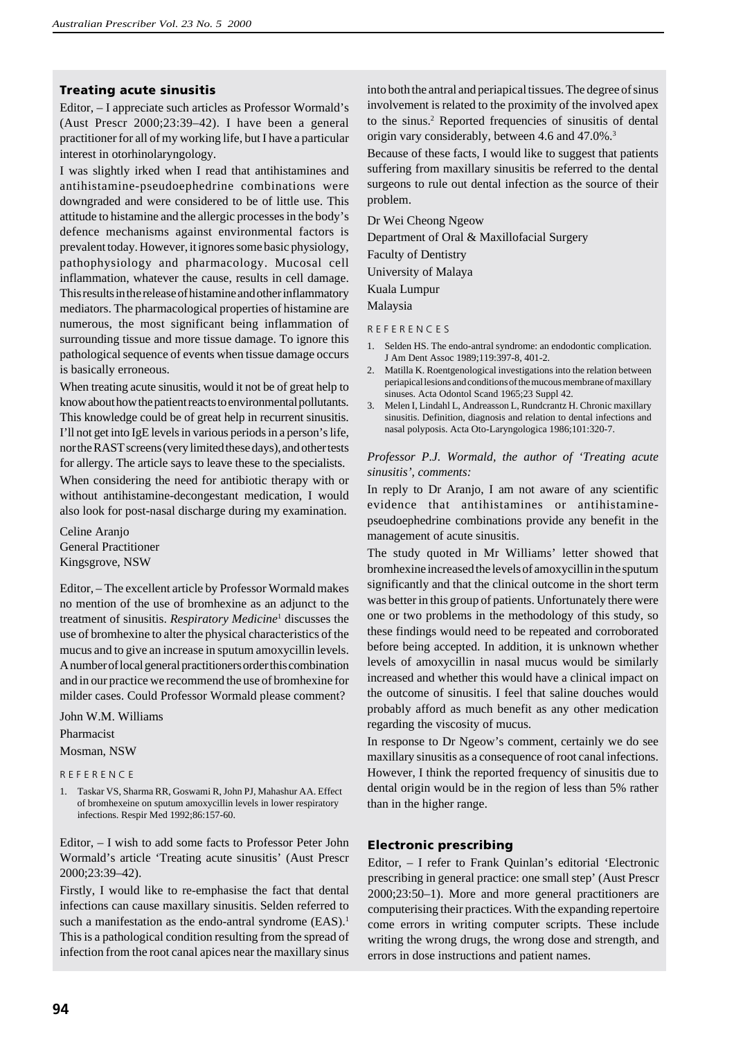### Treating acute sinusitis

Editor, – I appreciate such articles as Professor Wormald's (Aust Prescr 2000;23:39–42). I have been a general practitioner for all of my working life, but I have a particular interest in otorhinolaryngology.

I was slightly irked when I read that antihistamines and antihistamine-pseudoephedrine combinations were downgraded and were considered to be of little use. This attitude to histamine and the allergic processes in the body's defence mechanisms against environmental factors is prevalent today. However, it ignores some basic physiology, pathophysiology and pharmacology. Mucosal cell inflammation, whatever the cause, results in cell damage. This results in the release of histamine and other inflammatory mediators. The pharmacological properties of histamine are numerous, the most significant being inflammation of surrounding tissue and more tissue damage. To ignore this pathological sequence of events when tissue damage occurs is basically erroneous.

When treating acute sinusitis, would it not be of great help to know about how the patient reacts to environmental pollutants. This knowledge could be of great help in recurrent sinusitis. I'll not get into IgE levels in various periods in a person's life, nor the RAST screens (very limited these days), and other tests for allergy. The article says to leave these to the specialists.

When considering the need for antibiotic therapy with or without antihistamine-decongestant medication, I would also look for post-nasal discharge during my examination.

Celine Aranjo
General Practitioner
Kingsgrove, NSW

Editor, – The excellent article by Professor Wormald makes no mention of the use of bromhexine as an adjunct to the treatment of sinusitis. *Respiratory Medicine*[1] discusses the use of bromhexine to alter the physical characteristics of the mucus and to give an increase in sputum amoxycillin levels. A number of local general practitioners order this combination and in our practice we recommend the use of bromhexine for milder cases. Could Professor Wormald please comment?

John W.M. Williams
Pharmacist
Mosman, NSW

REFERENCE

1. Taskar VS, Sharma RR, Goswami R, John PJ, Mahashur AA. Effect of bromhexeine on sputum amoxycillin levels in lower respiratory infections. Respir Med 1992;86:157-60.

Editor, – I wish to add some facts to Professor Peter John Wormald's article 'Treating acute sinusitis' (Aust Prescr 2000;23:39–42).

Firstly, I would like to re-emphasise the fact that dental infections can cause maxillary sinusitis. Selden referred to such a manifestation as the endo-antral syndrome (EAS).[1] This is a pathological condition resulting from the spread of infection from the root canal apices near the maxillary sinus into both the antral and periapical tissues. The degree of sinus involvement is related to the proximity of the involved apex to the sinus.[2] Reported frequencies of sinusitis of dental origin vary considerably, between 4.6 and 47.0%.[3]

Because of these facts, I would like to suggest that patients suffering from maxillary sinusitis be referred to the dental surgeons to rule out dental infection as the source of their problem.

Dr Wei Cheong Ngeow
Department of Oral & Maxillofacial Surgery
Faculty of Dentistry
University of Malaya
Kuala Lumpur
Malaysia

REFERENCES

1. Selden HS. The endo-antral syndrome: an endodontic complication. J Am Dent Assoc 1989;119:397-8, 401-2.
2. Matilla K. Roentgenological investigations into the relation between periapical lesions and conditions of the mucous membrane of maxillary sinuses. Acta Odontol Scand 1965;23 Suppl 42.
3. Melen I, Lindahl L, Andreasson L, Rundcrantz H. Chronic maxillary sinusitis. Definition, diagnosis and relation to dental infections and nasal polyposis. Acta Oto-Laryngologica 1986;101:320-7.

*Professor P.J. Wormald, the author of 'Treating acute sinusitis', comments:*

In reply to Dr Aranjo, I am not aware of any scientific evidence that antihistamines or antihistamine-pseudoephedrine combinations provide any benefit in the management of acute sinusitis.

The study quoted in Mr Williams' letter showed that bromhexine increased the levels of amoxycillin in the sputum significantly and that the clinical outcome in the short term was better in this group of patients. Unfortunately there were one or two problems in the methodology of this study, so these findings would need to be repeated and corroborated before being accepted. In addition, it is unknown whether levels of amoxycillin in nasal mucus would be similarly increased and whether this would have a clinical impact on the outcome of sinusitis. I feel that saline douches would probably afford as much benefit as any other medication regarding the viscosity of mucus.

In response to Dr Ngeow's comment, certainly we do see maxillary sinusitis as a consequence of root canal infections. However, I think the reported frequency of sinusitis due to dental origin would be in the region of less than 5% rather than in the higher range.

### Electronic prescribing

Editor, – I refer to Frank Quinlan's editorial 'Electronic prescribing in general practice: one small step' (Aust Prescr 2000;23:50–1). More and more general practitioners are computerising their practices. With the expanding repertoire come errors in writing computer scripts. These include writing the wrong drugs, the wrong dose and strength, and errors in dose instructions and patient names.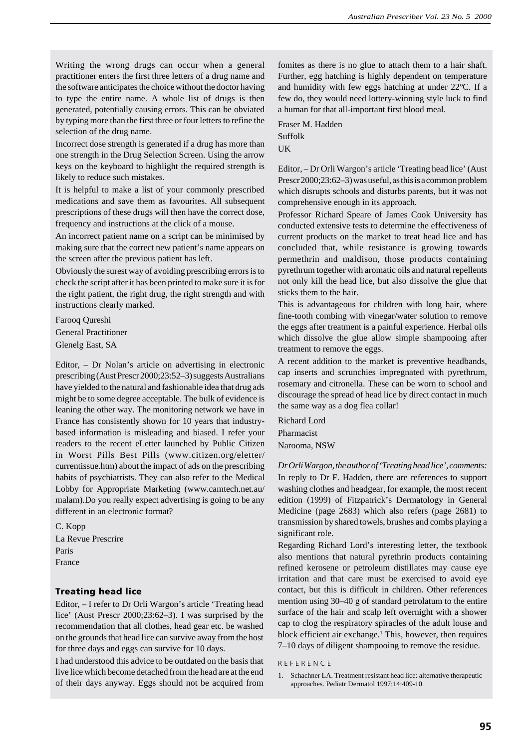Writing the wrong drugs can occur when a general practitioner enters the first three letters of a drug name and the software anticipates the choice without the doctor having to type the entire name. A whole list of drugs is then generated, potentially causing errors. This can be obviated by typing more than the first three or four letters to refine the selection of the drug name.

Incorrect dose strength is generated if a drug has more than one strength in the Drug Selection Screen. Using the arrow keys on the keyboard to highlight the required strength is likely to reduce such mistakes.

It is helpful to make a list of your commonly prescribed medications and save them as favourites. All subsequent prescriptions of these drugs will then have the correct dose, frequency and instructions at the click of a mouse.

An incorrect patient name on a script can be minimised by making sure that the correct new patient's name appears on the screen after the previous patient has left.

Obviously the surest way of avoiding prescribing errors is to check the script after it has been printed to make sure it is for the right patient, the right drug, the right strength and with instructions clearly marked.

Farooq Qureshi
General Practitioner
Glenelg East, SA

Editor, – Dr Nolan's article on advertising in electronic prescribing (Aust Prescr 2000;23:52–3) suggests Australians have yielded to the natural and fashionable idea that drug ads might be to some degree acceptable. The bulk of evidence is leaning the other way. The monitoring network we have in France has consistently shown for 10 years that industry-based information is misleading and biased. I refer your readers to the recent eLetter launched by Public Citizen in Worst Pills Best Pills (www.citizen.org/eletter/currentissue.htm) about the impact of ads on the prescribing habits of psychiatrists. They can also refer to the Medical Lobby for Appropriate Marketing (www.camtech.net.au/malam).Do you really expect advertising is going to be any different in an electronic format?

C. Kopp
La Revue Prescrire
Paris
France

### Treating head lice

Editor, – I refer to Dr Orli Wargon's article 'Treating head lice' (Aust Prescr 2000;23:62–3). I was surprised by the recommendation that all clothes, head gear etc. be washed on the grounds that head lice can survive away from the host for three days and eggs can survive for 10 days.

I had understood this advice to be outdated on the basis that live lice which become detached from the head are at the end of their days anyway. Eggs should not be acquired from fomites as there is no glue to attach them to a hair shaft. Further, egg hatching is highly dependent on temperature and humidity with few eggs hatching at under 22ºC. If a few do, they would need lottery-winning style luck to find a human for that all-important first blood meal.

Fraser M. Hadden
Suffolk
UK

Editor, – Dr Orli Wargon's article 'Treating head lice' (Aust Prescr 2000;23:62–3) was useful, as this is a common problem which disrupts schools and disturbs parents, but it was not comprehensive enough in its approach.

Professor Richard Speare of James Cook University has conducted extensive tests to determine the effectiveness of current products on the market to treat head lice and has concluded that, while resistance is growing towards permethrin and maldison, those products containing pyrethrum together with aromatic oils and natural repellents not only kill the head lice, but also dissolve the glue that sticks them to the hair.

This is advantageous for children with long hair, where fine-tooth combing with vinegar/water solution to remove the eggs after treatment is a painful experience. Herbal oils which dissolve the glue allow simple shampooing after treatment to remove the eggs.

A recent addition to the market is preventive headbands, cap inserts and scrunchies impregnated with pyrethrum, rosemary and citronella. These can be worn to school and discourage the spread of head lice by direct contact in much the same way as a dog flea collar!

Richard Lord
Pharmacist
Narooma, NSW

*Dr Orli Wargon, the author of 'Treating head lice', comments:*

In reply to Dr F. Hadden, there are references to support washing clothes and headgear, for example, the most recent edition (1999) of Fitzpatrick's Dermatology in General Medicine (page 2683) which also refers (page 2681) to transmission by shared towels, brushes and combs playing a significant role.

Regarding Richard Lord's interesting letter, the textbook also mentions that natural pyrethrin products containing refined kerosene or petroleum distillates may cause eye irritation and that care must be exercised to avoid eye contact, but this is difficult in children. Other references mention using 30–40 g of standard petrolatum to the entire surface of the hair and scalp left overnight with a shower cap to clog the respiratory spiracles of the adult louse and block efficient air exchange.[1] This, however, then requires 7–10 days of diligent shampooing to remove the residue.

REFERENCE

1. Schachner LA. Treatment resistant head lice: alternative therapeutic approaches. Pediatr Dermatol 1997;14:409-10.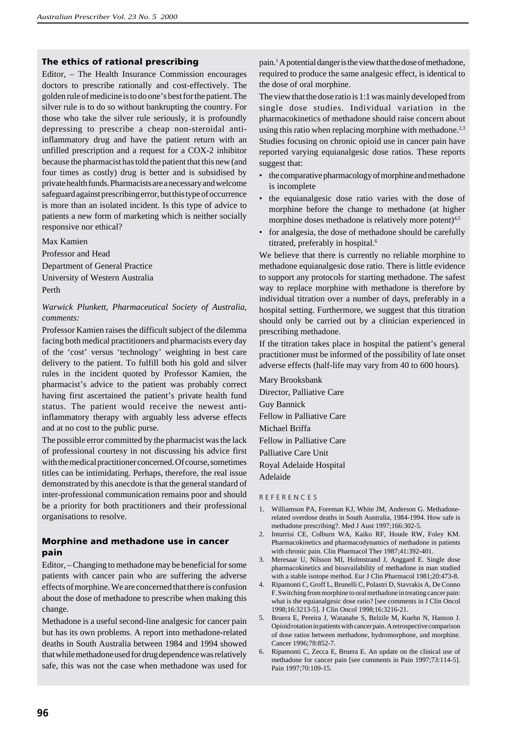### The ethics of rational prescribing

Editor, – The Health Insurance Commission encourages doctors to prescribe rationally and cost-effectively. The golden rule of medicine is to do one's best for the patient. The silver rule is to do so without bankrupting the country. For those who take the silver rule seriously, it is profoundly depressing to prescribe a cheap non-steroidal anti-inflammatory drug and have the patient return with an unfilled prescription and a request for a COX-2 inhibitor because the pharmacist has told the patient that this new (and four times as costly) drug is better and is subsidised by private health funds. Pharmacists are a necessary and welcome safeguard against prescribing error, but this type of occurrence is more than an isolated incident. Is this type of advice to patients a new form of marketing which is neither socially responsive nor ethical?

Max Kamien
Professor and Head
Department of General Practice
University of Western Australia
Perth

*Warwick Plunkett, Pharmaceutical Society of Australia, comments:*

Professor Kamien raises the difficult subject of the dilemma facing both medical practitioners and pharmacists every day of the 'cost' versus 'technology' weighting in best care delivery to the patient. To fulfill both his gold and silver rules in the incident quoted by Professor Kamien, the pharmacist's advice to the patient was probably correct having first ascertained the patient's private health fund status. The patient would receive the newest anti-inflammatory therapy with arguably less adverse effects and at no cost to the public purse.

The possible error committed by the pharmacist was the lack of professional courtesy in not discussing his advice first with the medical practitioner concerned. Of course, sometimes titles can be intimidating. Perhaps, therefore, the real issue demonstrated by this anecdote is that the general standard of inter-professional communication remains poor and should be a priority for both practitioners and their professional organisations to resolve.

### Morphine and methadone use in cancer pain

Editor, – Changing to methadone may be beneficial for some patients with cancer pain who are suffering the adverse effects of morphine. We are concerned that there is confusion about the dose of methadone to prescribe when making this change.

Methadone is a useful second-line analgesic for cancer pain but has its own problems. A report into methadone-related deaths in South Australia between 1984 and 1994 showed that while methadone used for drug dependence was relatively safe, this was not the case when methadone was used for pain.[1] A potential danger is the view that the dose of methadone, required to produce the same analgesic effect, is identical to the dose of oral morphine.

The view that the dose ratio is 1:1 was mainly developed from single dose studies. Individual variation in the pharmacokinetics of methadone should raise concern about using this ratio when replacing morphine with methadone.[2,3] Studies focusing on chronic opioid use in cancer pain have reported varying equianalgesic dose ratios. These reports suggest that:

- the comparative pharmacology of morphine and methadone is incomplete
- the equianalgesic dose ratio varies with the dose of morphine before the change to methadone (at higher morphine doses methadone is relatively more potent)[4,5]
- for analgesia, the dose of methadone should be carefully titrated, preferably in hospital.[6]

We believe that there is currently no reliable morphine to methadone equianalgesic dose ratio. There is little evidence to support any protocols for starting methadone. The safest way to replace morphine with methadone is therefore by individual titration over a number of days, preferably in a hospital setting. Furthermore, we suggest that this titration should only be carried out by a clinician experienced in prescribing methadone.

If the titration takes place in hospital the patient's general practitioner must be informed of the possibility of late onset adverse effects (half-life may vary from 40 to 600 hours).

Mary Brooksbank
Director, Palliative Care
Guy Bannick
Fellow in Palliative Care
Michael Briffa
Fellow in Palliative Care
Palliative Care Unit
Royal Adelaide Hospital
Adelaide

REFERENCES

1. Williamson PA, Foreman KJ, White JM, Anderson G. Methadone-related overdose deaths in South Australia, 1984-1994. How safe is methadone prescribing?. Med J Aust 1997;166:302-5.
2. Inturrisi CE, Colburn WA, Kaiko RF, Houde RW, Foley KM. Pharmacokinetics and pharmacodynamics of methadone in patients with chronic pain. Clin Pharmacol Ther 1987;41:392-401.
3. Meresaar U, Nilsson MI, Holmstrand J, Anggard E. Single dose pharmacokinetics and bioavailability of methadone in man studied with a stable isotope method. Eur J Clin Pharmacol 1981;20:473-8.
4. Ripamonti C, Groff L, Brunelli C, Polastri D, Stavrakis A, De Conno F. Switching from morphine to oral methadone in treating cancer pain: what is the equianalgesic dose ratio? [see comments in J Clin Oncol 1998;16:3213-5]. J Clin Oncol 1998;16:3216-21.
5. Bruera E, Pereira J, Watanabe S, Belzile M, Kuehn N, Hanson J. Opioid rotation in patients with cancer pain. A retrospective comparison of dose ratios between methadone, hydromorphone, and morphine. Cancer 1996;78:852-7.
6. Ripamonti C, Zecca E, Bruera E. An update on the clinical use of methadone for cancer pain [see comments in Pain 1997;73:114-5]. Pain 1997;70:109-15.